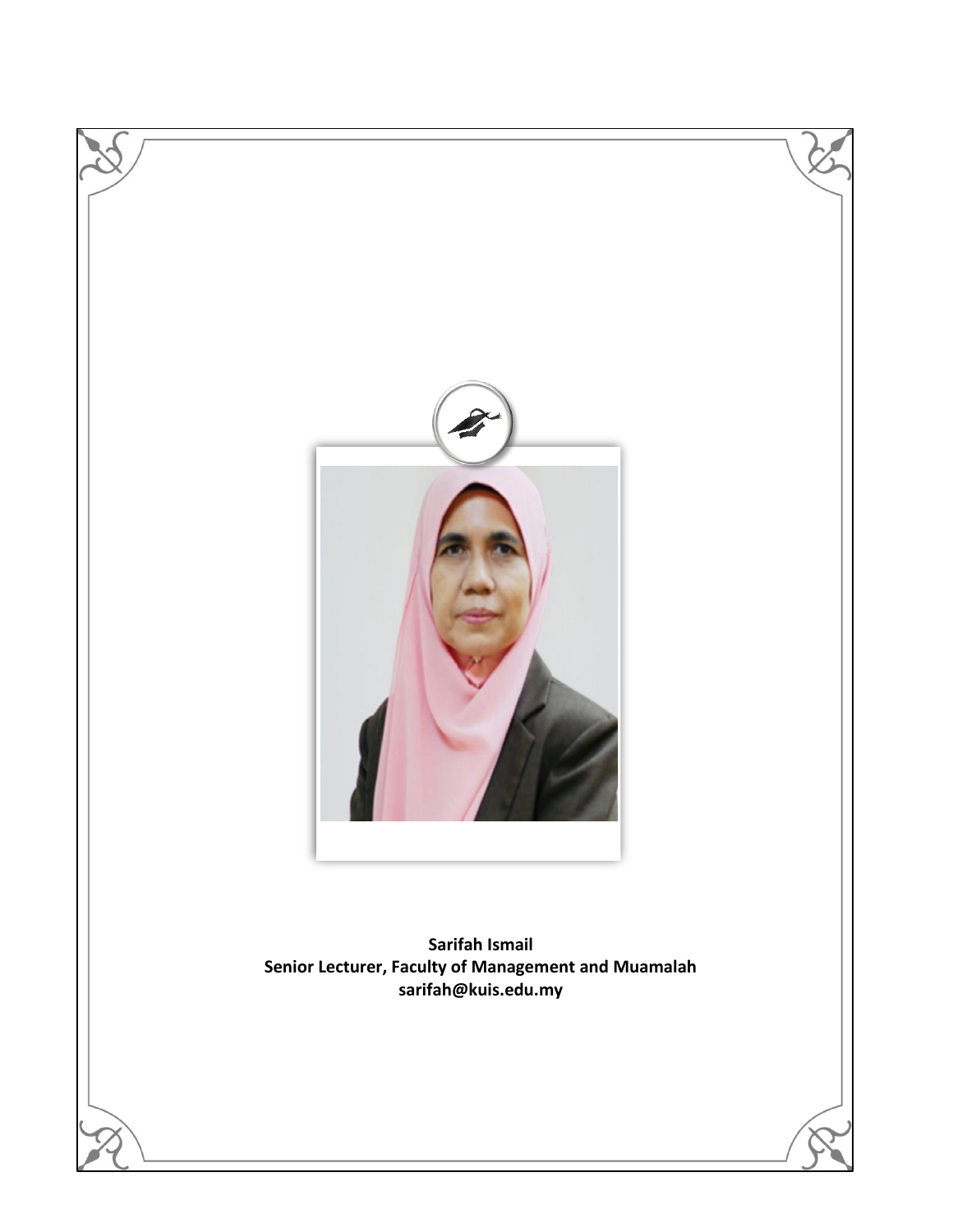**Sarifah Ismail**
**Senior Lecturer, Faculty of Management and Muamalah**
**sarifah@kuis.edu.my**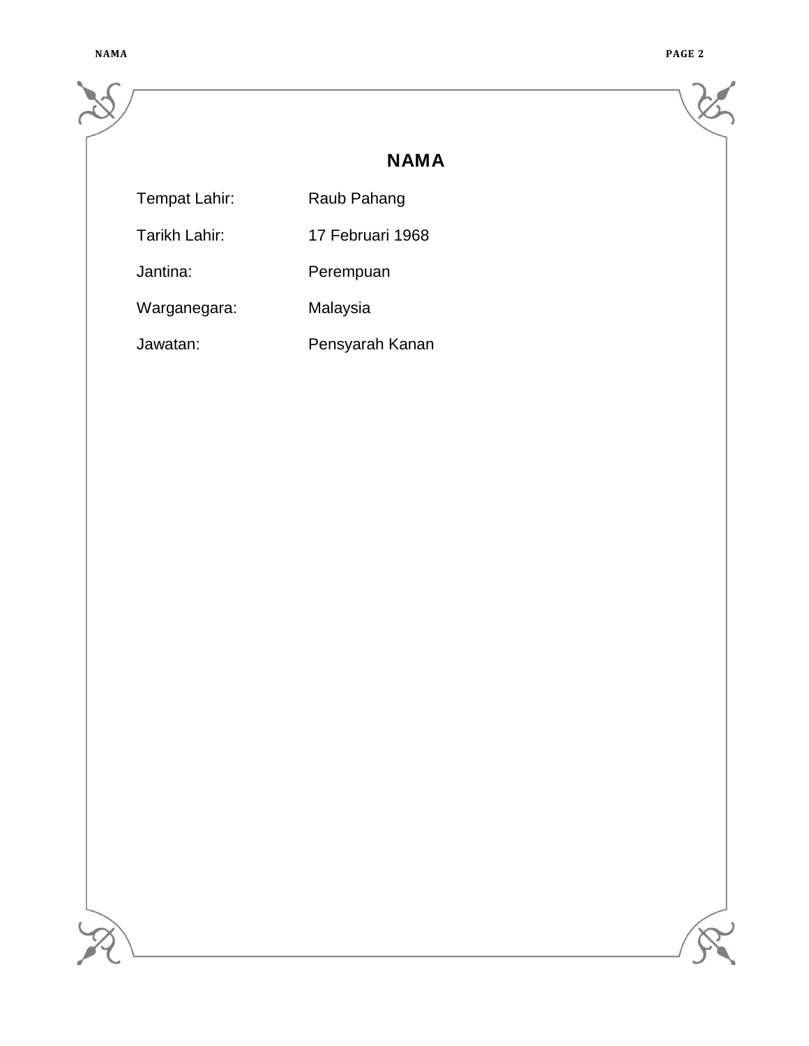## NAMA

| | |
|---|---|
| Tempat Lahir: | Raub Pahang |
| Tarikh Lahir: | 17 Februari 1968 |
| Jantina: | Perempuan |
| Warganegara: | Malaysia |
| Jawatan: | Pensyarah Kanan |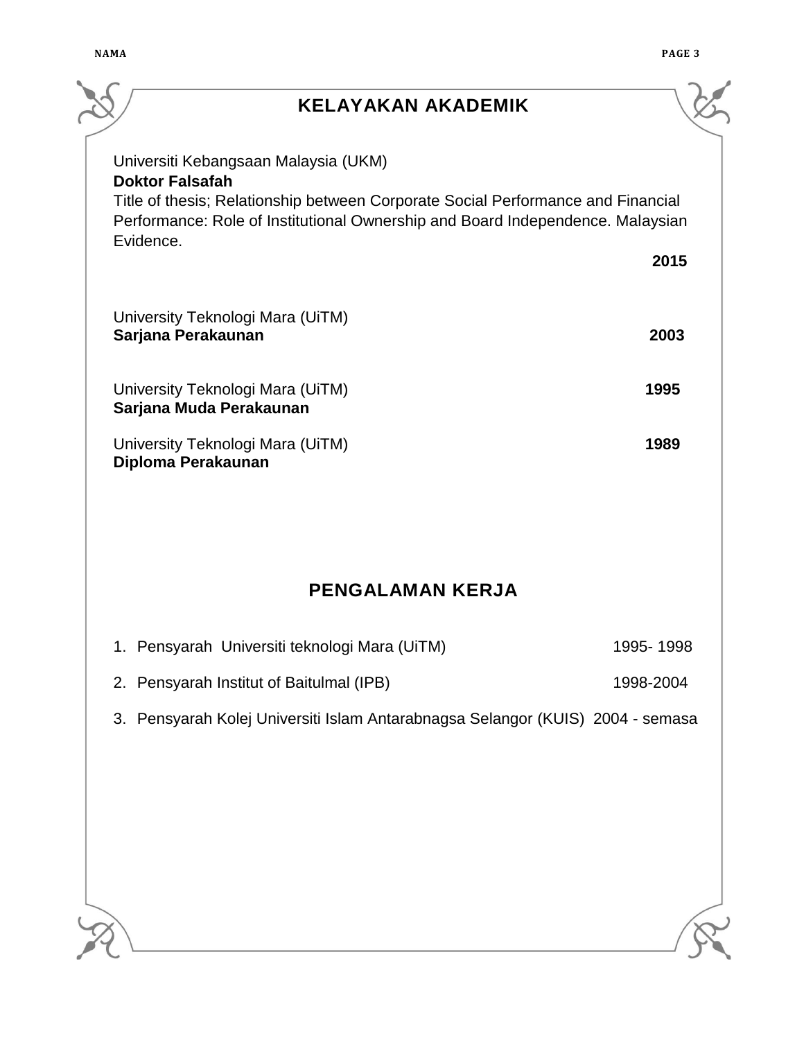## KELAYAKAN AKADEMIK

Universiti Kebangsaan Malaysia (UKM)
**Doktor Falsafah**
Title of thesis; Relationship between Corporate Social Performance and Financial Performance: Role of Institutional Ownership and Board Independence. Malaysian Evidence.
**2015**

University Teknologi Mara (UiTM)
**Sarjana Perakaunan** **2003**

University Teknologi Mara (UiTM) **1995**
**Sarjana Muda Perakaunan**

University Teknologi Mara (UiTM) **1989**
**Diploma Perakaunan**

## PENGALAMAN KERJA

1. Pensyarah Universiti teknologi Mara (UiTM) 1995- 1998
2. Pensyarah Institut of Baitulmal (IPB) 1998-2004
3. Pensyarah Kolej Universiti Islam Antarabnagsa Selangor (KUIS) 2004 - semasa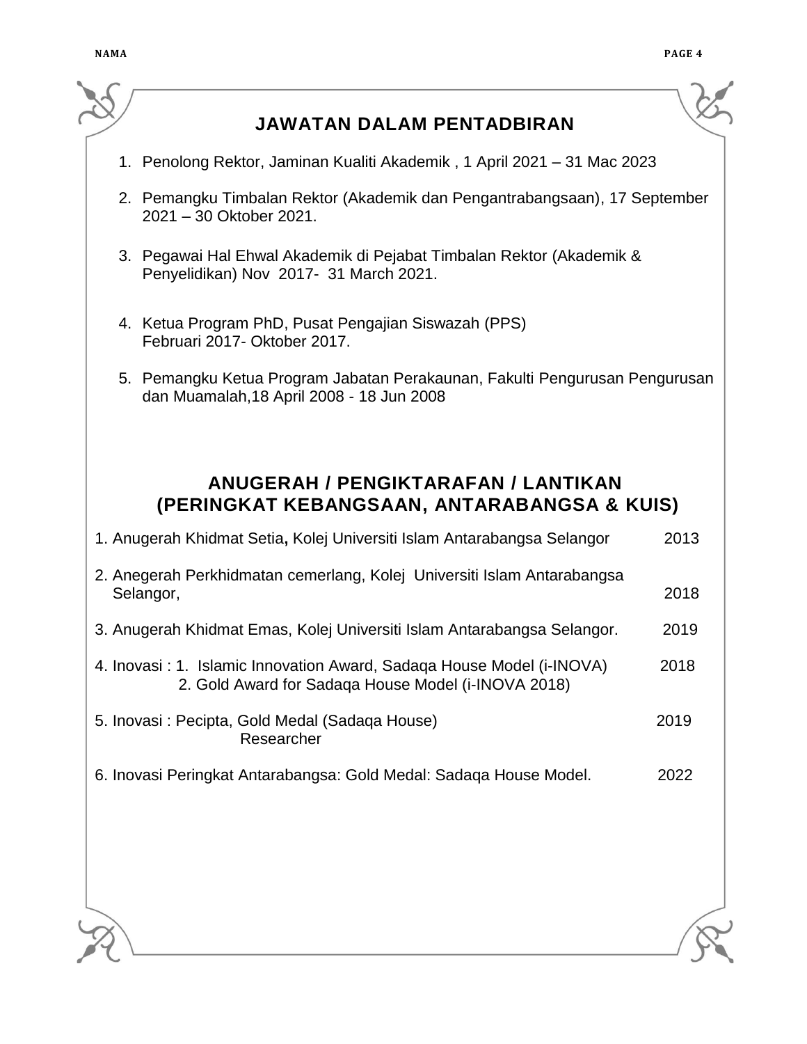## JAWATAN DALAM PENTADBIRAN

1. Penolong Rektor, Jaminan Kualiti Akademik , 1 April 2021 – 31 Mac 2023

2. Pemangku Timbalan Rektor (Akademik dan Pengantrabangsaan), 17 September 2021 – 30 Oktober 2021.

3. Pegawai Hal Ehwal Akademik di Pejabat Timbalan Rektor (Akademik & Penyelidikan) Nov 2017- 31 March 2021.

4. Ketua Program PhD, Pusat Pengajian Siswazah (PPS)
   Februari 2017- Oktober 2017.

5. Pemangku Ketua Program Jabatan Perakaunan, Fakulti Pengurusan Pengurusan dan Muamalah,18 April 2008 - 18 Jun 2008

## ANUGERAH / PENGIKTARAFAN / LANTIKAN (PERINGKAT KEBANGSAAN, ANTARABANGSA & KUIS)

1. Anugerah Khidmat Setia**,** Kolej Universiti Islam Antarabangsa Selangor 2013

2. Anegerah Perkhidmatan cemerlang, Kolej Universiti Islam Antarabangsa Selangor, 2018

3. Anugerah Khidmat Emas, Kolej Universiti Islam Antarabangsa Selangor. 2019

4. Inovasi : 1. Islamic Innovation Award, Sadaqa House Model (i-INOVA) 2018
   2. Gold Award for Sadaqa House Model (i-INOVA 2018)

5. Inovasi : Pecipta, Gold Medal (Sadaqa House) 2019
   Researcher

6. Inovasi Peringkat Antarabangsa: Gold Medal: Sadaqa House Model. 2022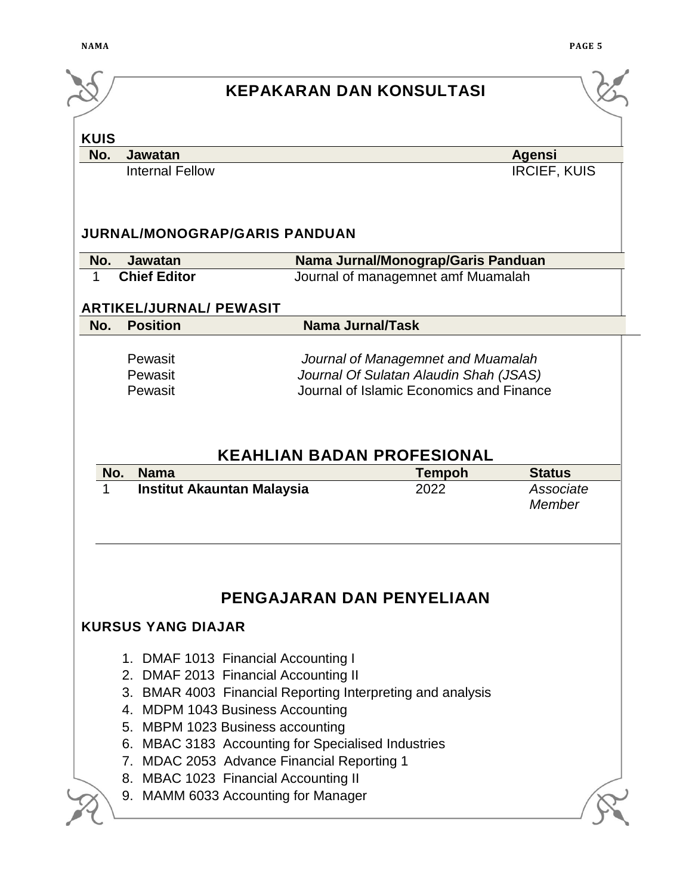## KEPAKARAN DAN KONSULTASI

### KUIS

| No. | Jawatan | Agensi |
|---|---|---|
| | Internal Fellow | IRCIEF, KUIS |

### JURNAL/MONOGRAP/GARIS PANDUAN

| No. | Jawatan | Nama Jurnal/Monograp/Garis Panduan |
|---|---|---|
| 1 | **Chief Editor** | Journal of managemnet amf Muamalah |

### ARTIKEL/JURNAL/ PEWASIT

| No. | Position | Nama Jurnal/Task |
|---|---|---|
| | Pewasit | *Journal of Managemnet and Muamalah* |
| | Pewasit | *Journal Of Sulatan Alaudin Shah (JSAS)* |
| | Pewasit | Journal of Islamic Economics and Finance |

## KEAHLIAN BADAN PROFESIONAL

| No. | Nama | Tempoh | Status |
|---|---|---|---|
| 1 | **Institut Akauntan Malaysia** | 2022 | *Associate Member* |

## PENGAJARAN DAN PENYELIAAN

### KURSUS YANG DIAJAR

1. DMAF 1013 Financial Accounting I
2. DMAF 2013 Financial Accounting II
3. BMAR 4003 Financial Reporting Interpreting and analysis
4. MDPM 1043 Business Accounting
5. MBPM 1023 Business accounting
6. MBAC 3183 Accounting for Specialised Industries
7. MDAC 2053 Advance Financial Reporting 1
8. MBAC 1023 Financial Accounting II
9. MAMM 6033 Accounting for Manager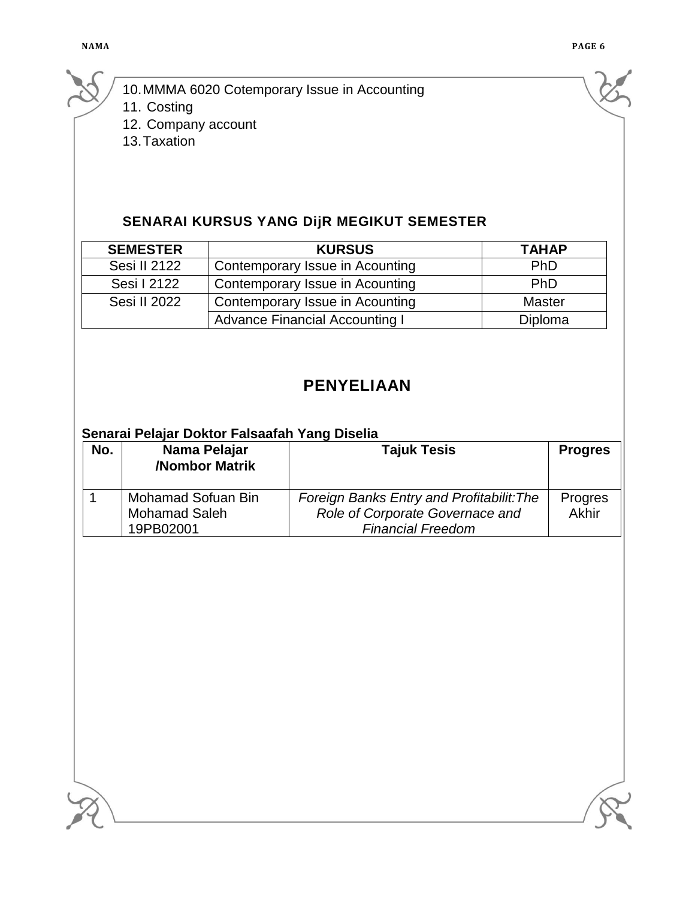10. MMMA 6020 Cotemporary Issue in Accounting
11. Costing
12. Company account
13. Taxation

### SENARAI KURSUS YANG DijR MEGIKUT SEMESTER

| SEMESTER | KURSUS | TAHAP |
|---|---|---|
| Sesi II 2122 | Contemporary Issue in Acounting | PhD |
| Sesi I 2122 | Contemporary Issue in Acounting | PhD |
| Sesi II 2022 | Contemporary Issue in Acounting | Master |
| | Advance Financial Accounting I | Diploma |

## PENYELIAAN

**Senarai Pelajar Doktor Falsaafah Yang Diselia**

| No. | Nama Pelajar /Nombor Matrik | Tajuk Tesis | Progres |
|---|---|---|---|
| 1 | Mohamad Sofuan Bin Mohamad Saleh 19PB02001 | *Foreign Banks Entry and Profitabilit:The Role of Corporate Governace and Financial Freedom* | Progres Akhir |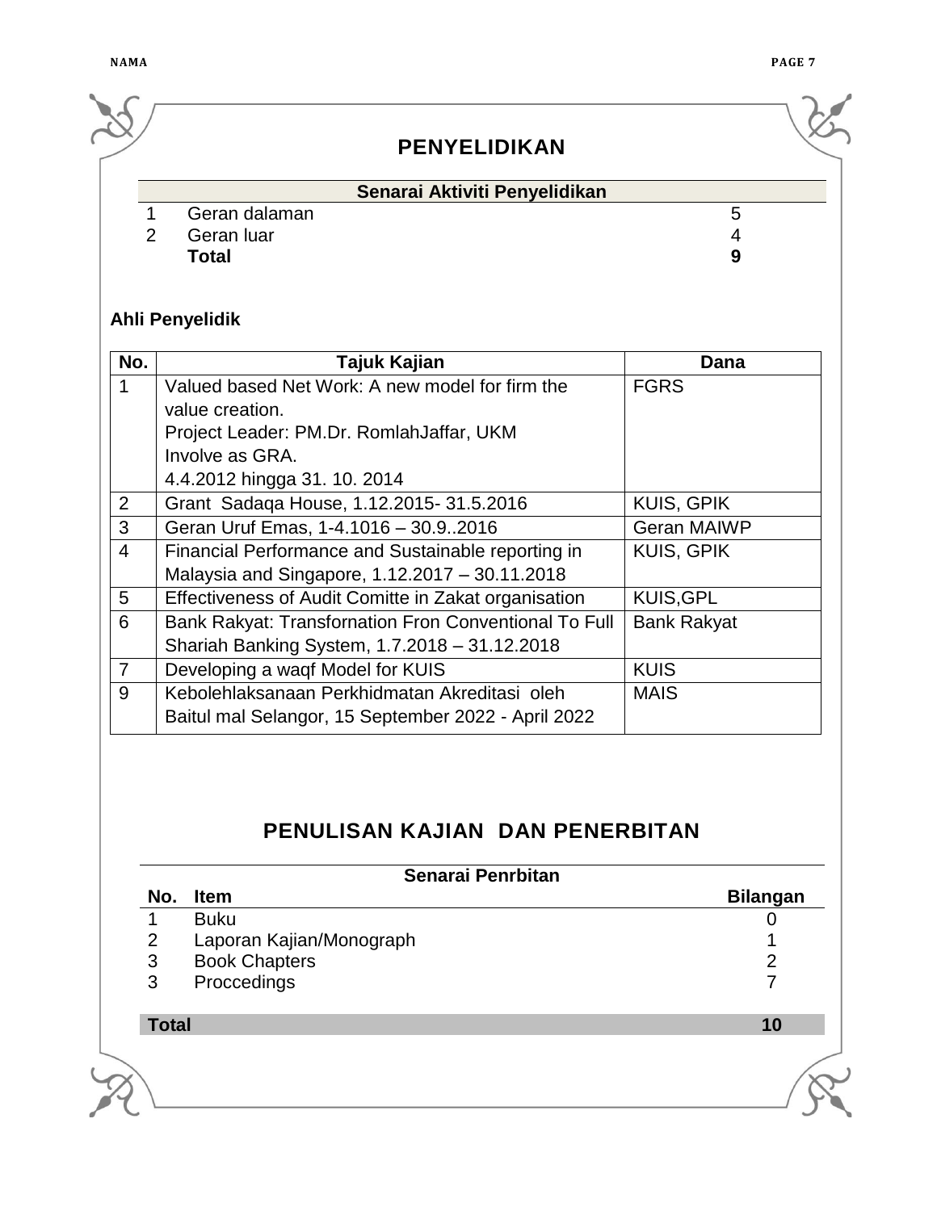## PENYELIDIKAN

| Senarai Aktiviti Penyelidikan | | |
|---|---|---|
| 1 | Geran dalaman | 5 |
| 2 | Geran luar | 4 |
| | **Total** | **9** |

**Ahli Penyelidik**

| No. | Tajuk Kajian | Dana |
|---|---|---|
| 1 | Valued based Net Work: A new model for firm the value creation.<br>Project Leader: PM.Dr. RomlahJaffar, UKM<br>Involve as GRA.<br>4.4.2012 hingga 31. 10. 2014 | FGRS |
| 2 | Grant Sadaqa House, 1.12.2015- 31.5.2016 | KUIS, GPIK |
| 3 | Geran Uruf Emas, 1-4.1016 – 30.9..2016 | Geran MAIWP |
| 4 | Financial Performance and Sustainable reporting in Malaysia and Singapore, 1.12.2017 – 30.11.2018 | KUIS, GPIK |
| 5 | Effectiveness of Audit Comitte in Zakat organisation | KUIS,GPL |
| 6 | Bank Rakyat: Transfornation Fron Conventional To Full Shariah Banking System, 1.7.2018 – 31.12.2018 | Bank Rakyat |
| 7 | Developing a waqf Model for KUIS | KUIS |
| 9 | Kebolehlaksanaan Perkhidmatan Akreditasi oleh Baitul mal Selangor, 15 September 2022 - April 2022 | MAIS |

## PENULISAN KAJIAN DAN PENERBITAN

| Senarai Penrbitan | | |
|---|---|---|
| **No.** | **Item** | **Bilangan** |
| 1 | Buku | 0 |
| 2 | Laporan Kajian/Monograph | 1 |
| 3 | Book Chapters | 2 |
| 3 | Proccedings | 7 |
| **Total** | | **10** |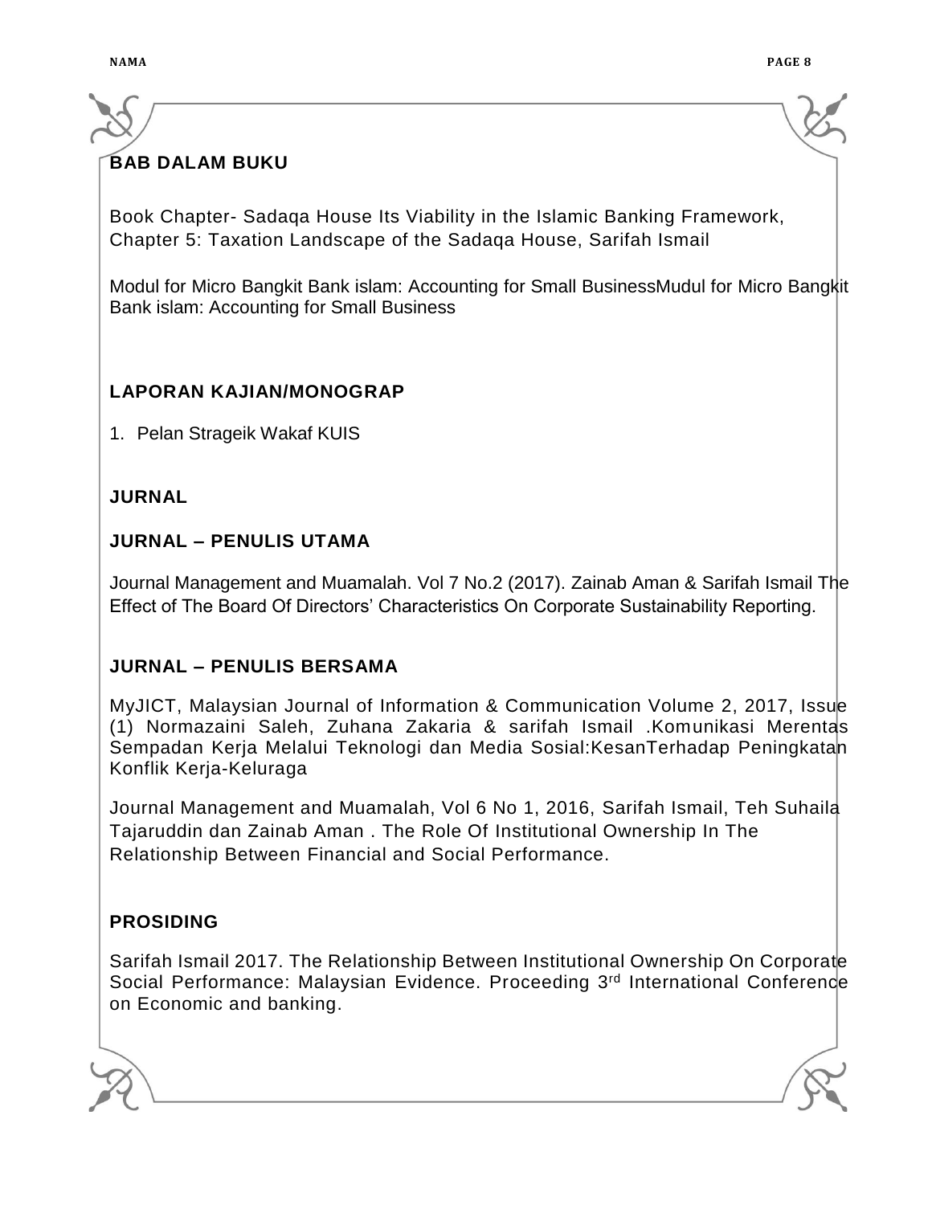## BAB DALAM BUKU

Book Chapter- Sadaqa House Its Viability in the Islamic Banking Framework, Chapter 5: Taxation Landscape of the Sadaqa House, Sarifah Ismail

Modul for Micro Bangkit Bank islam: Accounting for Small BusinessMudul for Micro Bangkit Bank islam: Accounting for Small Business

## LAPORAN KAJIAN/MONOGRAP

1. Pelan Strageik Wakaf KUIS

## JURNAL

## JURNAL – PENULIS UTAMA

Journal Management and Muamalah. Vol 7 No.2 (2017). Zainab Aman & Sarifah Ismail The Effect of The Board Of Directors' Characteristics On Corporate Sustainability Reporting.

## JURNAL – PENULIS BERSAMA

MyJICT, Malaysian Journal of Information & Communication Volume 2, 2017, Issue (1) Normazaini Saleh, Zuhana Zakaria & sarifah Ismail .Komunikasi Merentas Sempadan Kerja Melalui Teknologi dan Media Sosial:KesanTerhadap Peningkatan Konflik Kerja-Keluraga

Journal Management and Muamalah, Vol 6 No 1, 2016, Sarifah Ismail, Teh Suhaila Tajaruddin dan Zainab Aman . The Role Of Institutional Ownership In The Relationship Between Financial and Social Performance.

## PROSIDING

Sarifah Ismail 2017. The Relationship Between Institutional Ownership On Corporate Social Performance: Malaysian Evidence. Proceeding 3rd International Conference on Economic and banking.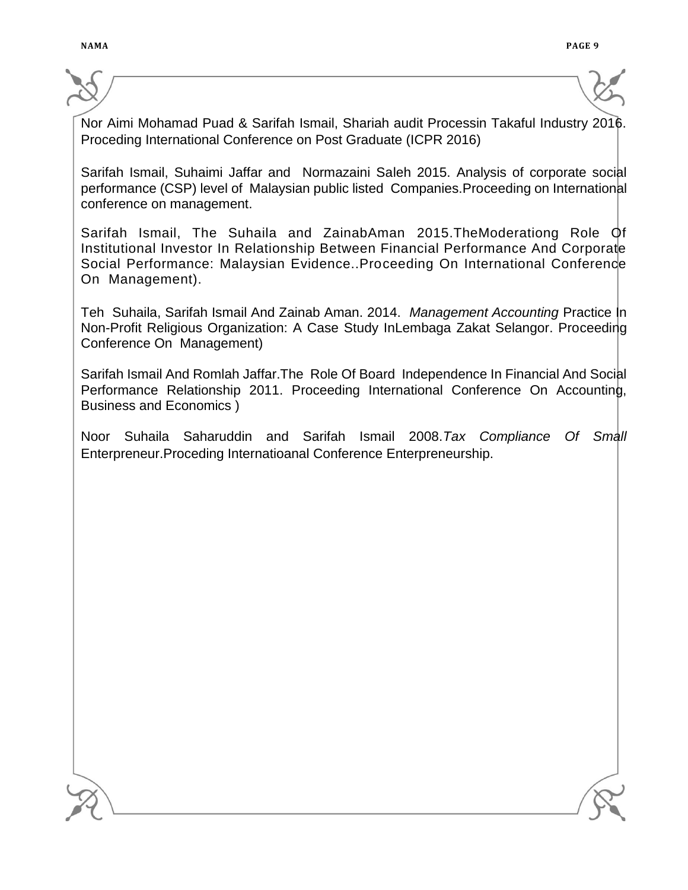Nor Aimi Mohamad Puad & Sarifah Ismail, Shariah audit Processin Takaful Industry 2016. Proceding International Conference on Post Graduate (ICPR 2016)

Sarifah Ismail, Suhaimi Jaffar and Normazaini Saleh 2015. Analysis of corporate social performance (CSP) level of Malaysian public listed Companies.Proceeding on International conference on management.

Sarifah Ismail, The Suhaila and ZainabAman 2015.TheModerationg Role Of Institutional Investor In Relationship Between Financial Performance And Corporate Social Performance: Malaysian Evidence..Proceeding On International Conference On Management).

Teh Suhaila, Sarifah Ismail And Zainab Aman. 2014. *Management Accounting* Practice In Non-Profit Religious Organization: A Case Study InLembaga Zakat Selangor. Proceeding Conference On Management)

Sarifah Ismail And Romlah Jaffar.The Role Of Board Independence In Financial And Social Performance Relationship 2011. Proceeding International Conference On Accounting, Business and Economics )

Noor Suhaila Saharuddin and Sarifah Ismail 2008.*Tax Compliance Of Small* Enterpreneur.Proceding Internatioanal Conference Enterpreneurship.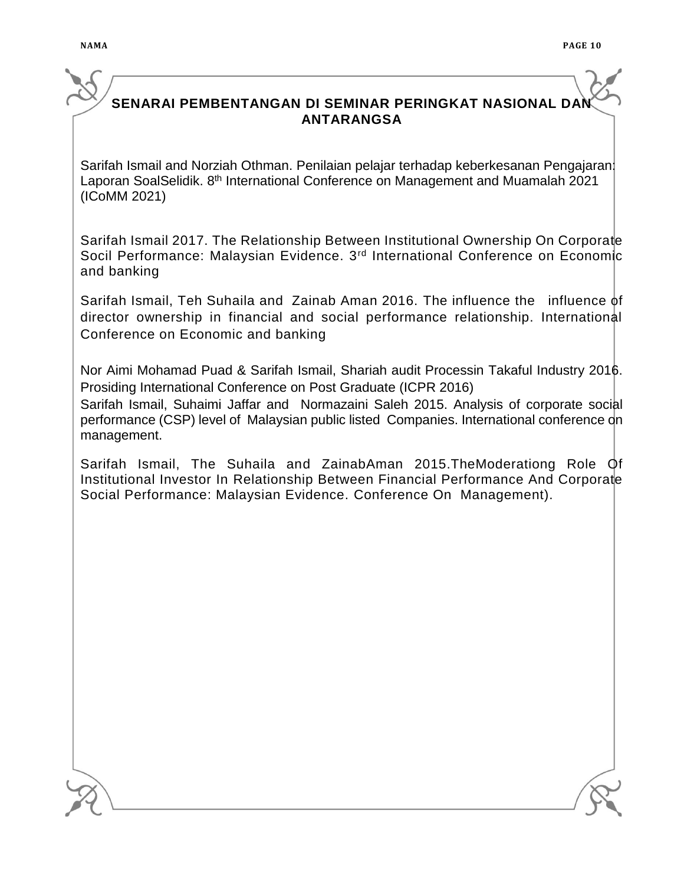## SENARAI PEMBENTANGAN DI SEMINAR PERINGKAT NASIONAL DAN ANTARANGSA

Sarifah Ismail and Norziah Othman. Penilaian pelajar terhadap keberkesanan Pengajaran: Laporan SoalSelidik. 8th International Conference on Management and Muamalah 2021 (ICoMM 2021)

Sarifah Ismail 2017. The Relationship Between Institutional Ownership On Corporate Socil Performance: Malaysian Evidence. 3rd International Conference on Economic and banking

Sarifah Ismail, Teh Suhaila and Zainab Aman 2016. The influence the influence of director ownership in financial and social performance relationship. International Conference on Economic and banking

Nor Aimi Mohamad Puad & Sarifah Ismail, Shariah audit Processin Takaful Industry 2016. Prosiding International Conference on Post Graduate (ICPR 2016)

Sarifah Ismail, Suhaimi Jaffar and Normazaini Saleh 2015. Analysis of corporate social performance (CSP) level of Malaysian public listed Companies. International conference on management.

Sarifah Ismail, The Suhaila and ZainabAman 2015.TheModerationg Role Of Institutional Investor In Relationship Between Financial Performance And Corporate Social Performance: Malaysian Evidence. Conference On Management).